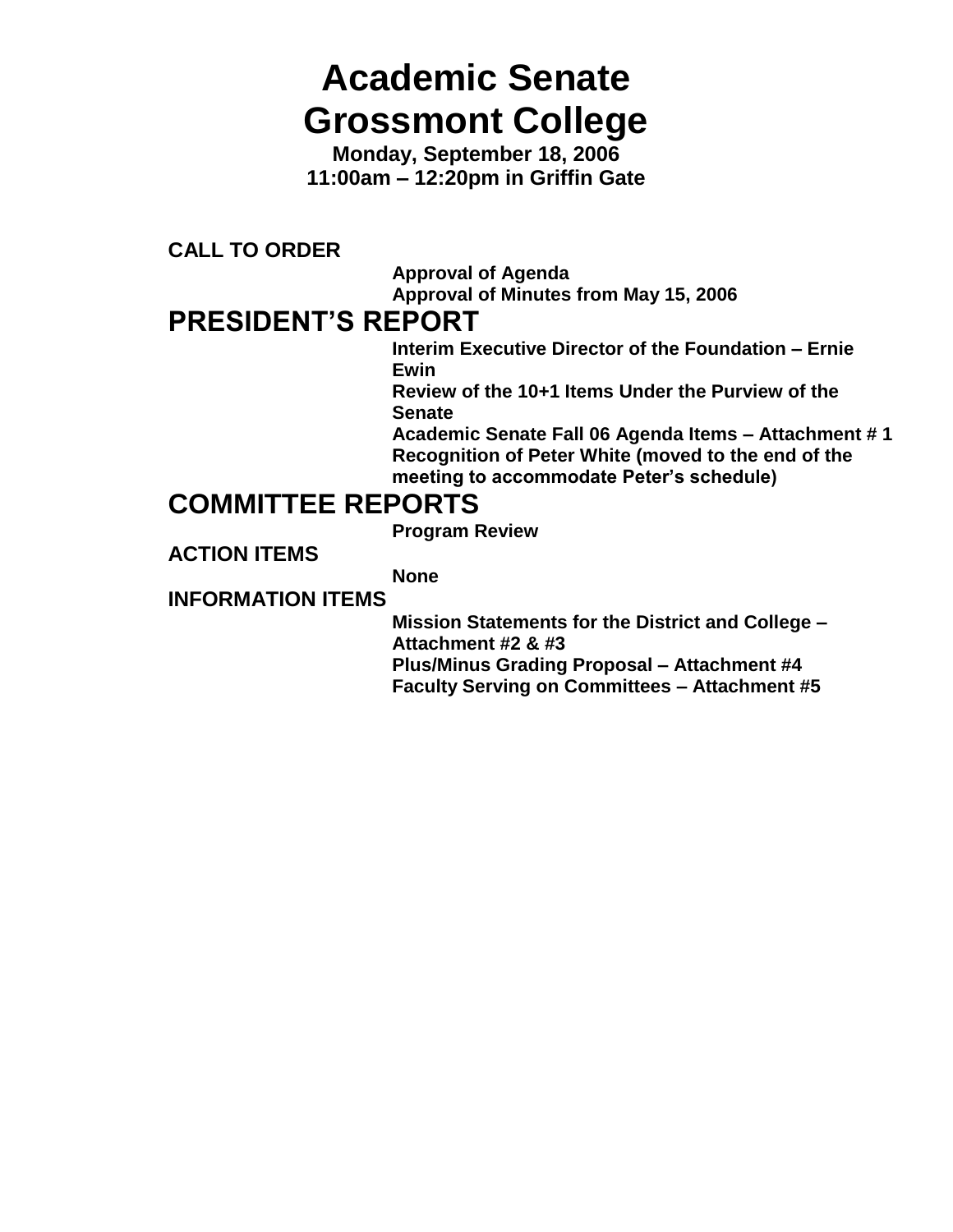# Academic Senate
# Grossmont College

**Monday, September 18, 2006**
**11:00am – 12:20pm in Griffin Gate**

**CALL TO ORDER**

- **Approval of Agenda**
- **Approval of Minutes from May 15, 2006**

## PRESIDENT'S REPORT

- **Interim Executive Director of the Foundation – Ernie Ewin**
- **Review of the 10+1 Items Under the Purview of the Senate**
- **Academic Senate Fall 06 Agenda Items – Attachment # 1**
- **Recognition of Peter White (moved to the end of the meeting to accommodate Peter's schedule)**

## COMMITTEE REPORTS

- **Program Review**

**ACTION ITEMS**

- **None**

**INFORMATION ITEMS**

- **Mission Statements for the District and College – Attachment #2 & #3**
- **Plus/Minus Grading Proposal – Attachment #4**
- **Faculty Serving on Committees – Attachment #5**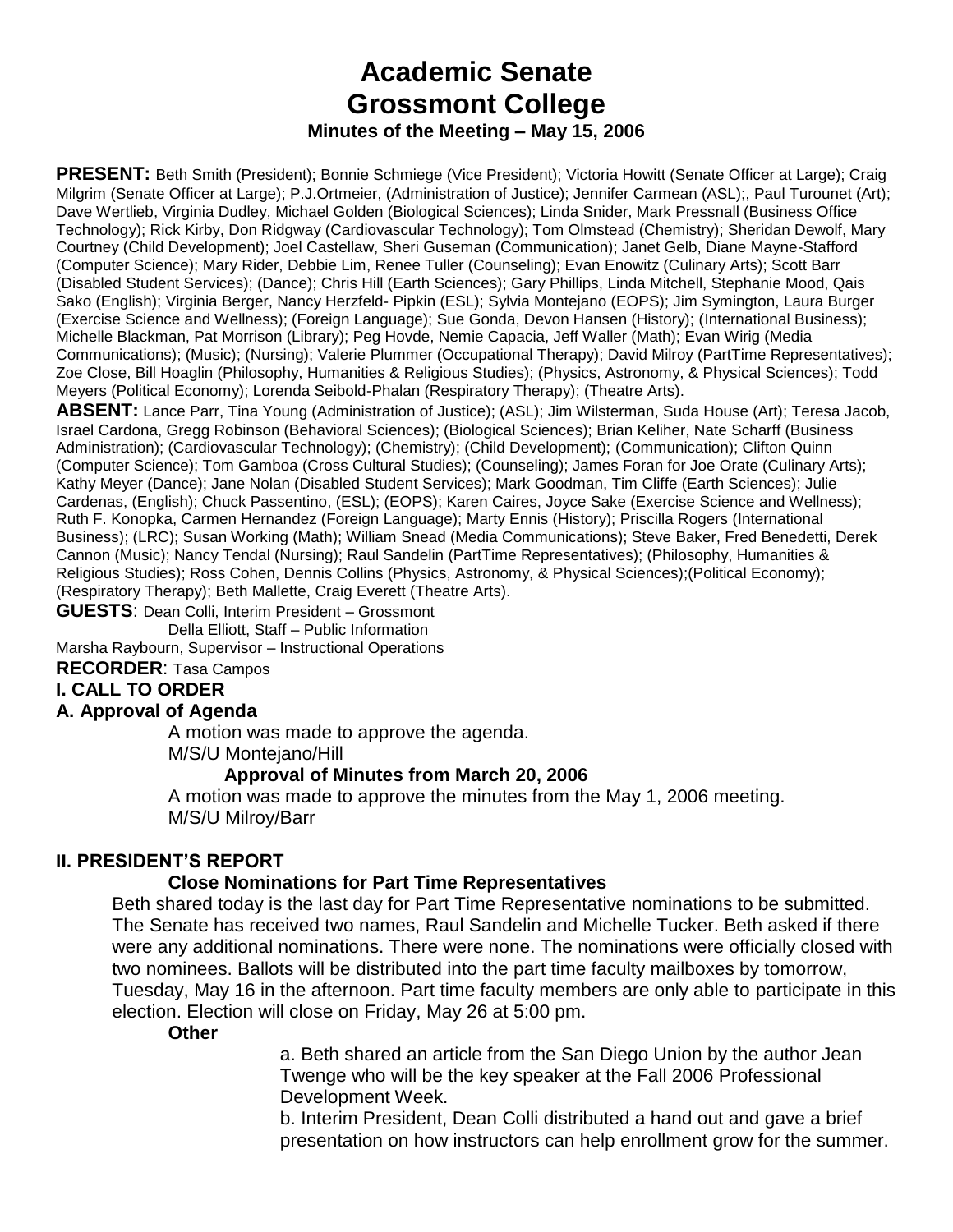# Academic Senate
# Grossmont College
### Minutes of the Meeting – May 15, 2006

**PRESENT:** Beth Smith (President); Bonnie Schmiege (Vice President); Victoria Howitt (Senate Officer at Large); Craig Milgrim (Senate Officer at Large); P.J.Ortmeier, (Administration of Justice); Jennifer Carmean (ASL);, Paul Turounet (Art); Dave Wertlieb, Virginia Dudley, Michael Golden (Biological Sciences); Linda Snider, Mark Pressnall (Business Office Technology); Rick Kirby, Don Ridgway (Cardiovascular Technology); Tom Olmstead (Chemistry); Sheridan Dewolf, Mary Courtney (Child Development); Joel Castellaw, Sheri Guseman (Communication); Janet Gelb, Diane Mayne-Stafford (Computer Science); Mary Rider, Debbie Lim, Renee Tuller (Counseling); Evan Enowitz (Culinary Arts); Scott Barr (Disabled Student Services); (Dance); Chris Hill (Earth Sciences); Gary Phillips, Linda Mitchell, Stephanie Mood, Qais Sako (English); Virginia Berger, Nancy Herzfeld- Pipkin (ESL); Sylvia Montejano (EOPS); Jim Symington, Laura Burger (Exercise Science and Wellness); (Foreign Language); Sue Gonda, Devon Hansen (History); (International Business); Michelle Blackman, Pat Morrison (Library); Peg Hovde, Nemie Capacia, Jeff Waller (Math); Evan Wirig (Media Communications); (Music); (Nursing); Valerie Plummer (Occupational Therapy); David Milroy (PartTime Representatives); Zoe Close, Bill Hoaglin (Philosophy, Humanities & Religious Studies); (Physics, Astronomy, & Physical Sciences); Todd Meyers (Political Economy); Lorenda Seibold-Phalan (Respiratory Therapy); (Theatre Arts).

**ABSENT:** Lance Parr, Tina Young (Administration of Justice); (ASL); Jim Wilsterman, Suda House (Art); Teresa Jacob, Israel Cardona, Gregg Robinson (Behavioral Sciences); (Biological Sciences); Brian Keliher, Nate Scharff (Business Administration); (Cardiovascular Technology); (Chemistry); (Child Development); (Communication); Clifton Quinn (Computer Science); Tom Gamboa (Cross Cultural Studies); (Counseling); James Foran for Joe Orate (Culinary Arts); Kathy Meyer (Dance); Jane Nolan (Disabled Student Services); Mark Goodman, Tim Cliffe (Earth Sciences); Julie Cardenas, (English); Chuck Passentino, (ESL); (EOPS); Karen Caires, Joyce Sake (Exercise Science and Wellness); Ruth F. Konopka, Carmen Hernandez (Foreign Language); Marty Ennis (History); Priscilla Rogers (International Business); (LRC); Susan Working (Math); William Snead (Media Communications); Steve Baker, Fred Benedetti, Derek Cannon (Music); Nancy Tendal (Nursing); Raul Sandelin (PartTime Representatives); (Philosophy, Humanities & Religious Studies); Ross Cohen, Dennis Collins (Physics, Astronomy, & Physical Sciences);(Political Economy); (Respiratory Therapy); Beth Mallette, Craig Everett (Theatre Arts).

**GUESTS**: Dean Colli, Interim President – Grossmont
Della Elliott, Staff – Public Information
Marsha Raybourn, Supervisor – Instructional Operations

**RECORDER**: Tasa Campos

## I. CALL TO ORDER

### A. Approval of Agenda

A motion was made to approve the agenda.
M/S/U Montejano/Hill

**Approval of Minutes from March 20, 2006**

A motion was made to approve the minutes from the May 1, 2006 meeting.
M/S/U Milroy/Barr

## II. PRESIDENT'S REPORT

**Close Nominations for Part Time Representatives**

Beth shared today is the last day for Part Time Representative nominations to be submitted. The Senate has received two names, Raul Sandelin and Michelle Tucker. Beth asked if there were any additional nominations. There were none. The nominations were officially closed with two nominees. Ballots will be distributed into the part time faculty mailboxes by tomorrow, Tuesday, May 16 in the afternoon. Part time faculty members are only able to participate in this election. Election will close on Friday, May 26 at 5:00 pm.

**Other**

a. Beth shared an article from the San Diego Union by the author Jean Twenge who will be the key speaker at the Fall 2006 Professional Development Week.

b. Interim President, Dean Colli distributed a hand out and gave a brief presentation on how instructors can help enrollment grow for the summer.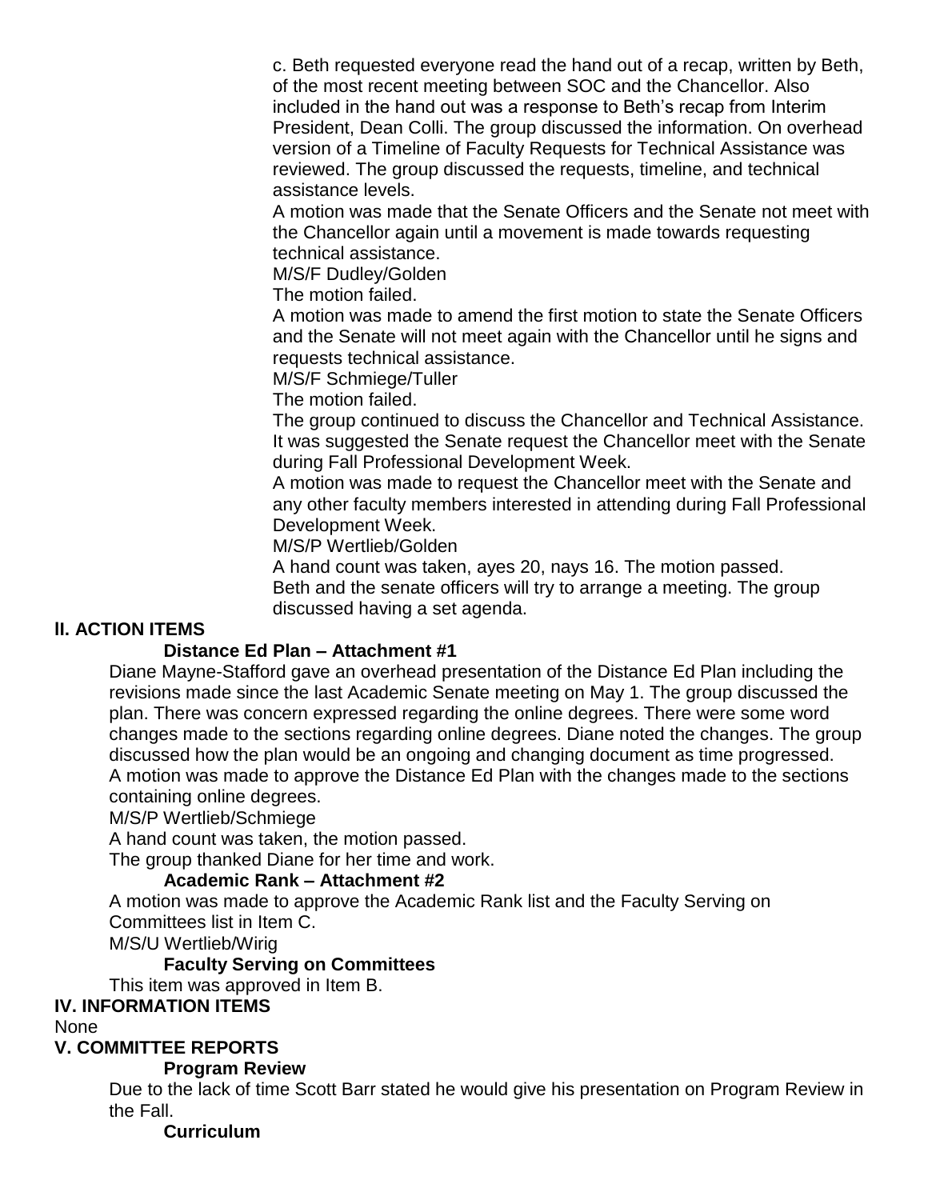c. Beth requested everyone read the hand out of a recap, written by Beth, of the most recent meeting between SOC and the Chancellor. Also included in the hand out was a response to Beth's recap from Interim President, Dean Colli. The group discussed the information. On overhead version of a Timeline of Faculty Requests for Technical Assistance was reviewed. The group discussed the requests, timeline, and technical assistance levels.

A motion was made that the Senate Officers and the Senate not meet with the Chancellor again until a movement is made towards requesting technical assistance.

M/S/F Dudley/Golden

The motion failed.

A motion was made to amend the first motion to state the Senate Officers and the Senate will not meet again with the Chancellor until he signs and requests technical assistance.

M/S/F Schmiege/Tuller

The motion failed.

The group continued to discuss the Chancellor and Technical Assistance. It was suggested the Senate request the Chancellor meet with the Senate during Fall Professional Development Week.

A motion was made to request the Chancellor meet with the Senate and any other faculty members interested in attending during Fall Professional Development Week.

M/S/P Wertlieb/Golden

A hand count was taken, ayes 20, nays 16. The motion passed.

Beth and the senate officers will try to arrange a meeting. The group discussed having a set agenda.

## II. ACTION ITEMS

**Distance Ed Plan – Attachment #1**

Diane Mayne-Stafford gave an overhead presentation of the Distance Ed Plan including the revisions made since the last Academic Senate meeting on May 1. The group discussed the plan. There was concern expressed regarding the online degrees. There were some word changes made to the sections regarding online degrees. Diane noted the changes. The group discussed how the plan would be an ongoing and changing document as time progressed.

A motion was made to approve the Distance Ed Plan with the changes made to the sections containing online degrees.

M/S/P Wertlieb/Schmiege

A hand count was taken, the motion passed.

The group thanked Diane for her time and work.

**Academic Rank – Attachment #2**

A motion was made to approve the Academic Rank list and the Faculty Serving on Committees list in Item C.

M/S/U Wertlieb/Wirig

**Faculty Serving on Committees**

This item was approved in Item B.

## IV. INFORMATION ITEMS

None

## V. COMMITTEE REPORTS

**Program Review**

Due to the lack of time Scott Barr stated he would give his presentation on Program Review in the Fall.

**Curriculum**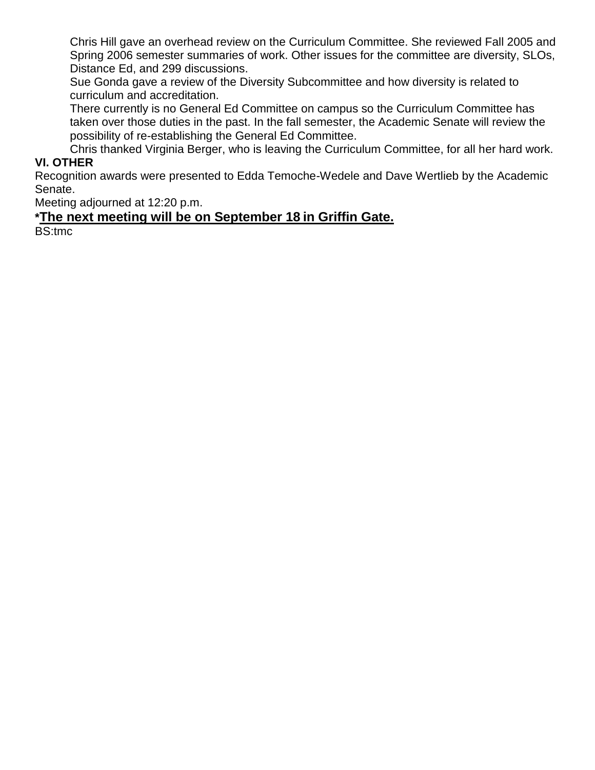Chris Hill gave an overhead review on the Curriculum Committee. She reviewed Fall 2005 and Spring 2006 semester summaries of work. Other issues for the committee are diversity, SLOs, Distance Ed, and 299 discussions.

Sue Gonda gave a review of the Diversity Subcommittee and how diversity is related to curriculum and accreditation.

There currently is no General Ed Committee on campus so the Curriculum Committee has taken over those duties in the past. In the fall semester, the Academic Senate will review the possibility of re-establishing the General Ed Committee.

Chris thanked Virginia Berger, who is leaving the Curriculum Committee, for all her hard work.

**VI. OTHER**

Recognition awards were presented to Edda Temoche-Wedele and Dave Wertlieb by the Academic Senate.

Meeting adjourned at 12:20 p.m.

**\*<u>The next meeting will be on September 18 in Griffin Gate.</u>**

BS:tmc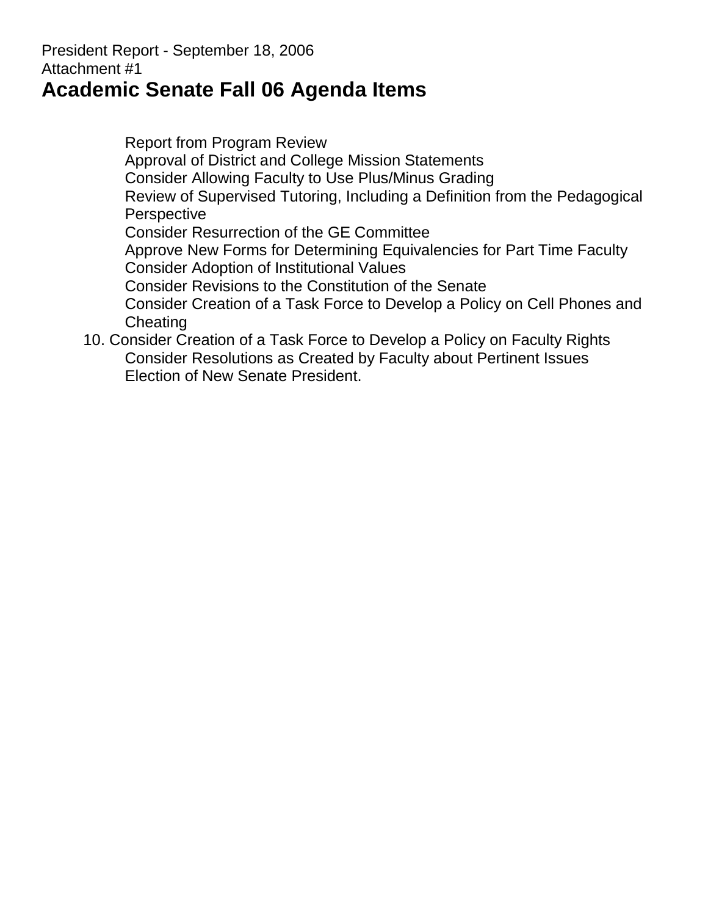President Report - September 18, 2006
Attachment #1

# Academic Senate Fall 06 Agenda Items

1. Report from Program Review
2. Approval of District and College Mission Statements
3. Consider Allowing Faculty to Use Plus/Minus Grading
4. Review of Supervised Tutoring, Including a Definition from the Pedagogical Perspective
5. Consider Resurrection of the GE Committee
6. Approve New Forms for Determining Equivalencies for Part Time Faculty
7. Consider Adoption of Institutional Values
8. Consider Revisions to the Constitution of the Senate
9. Consider Creation of a Task Force to Develop a Policy on Cell Phones and Cheating
10. Consider Creation of a Task Force to Develop a Policy on Faculty Rights
11. Consider Resolutions as Created by Faculty about Pertinent Issues
12. Election of New Senate President.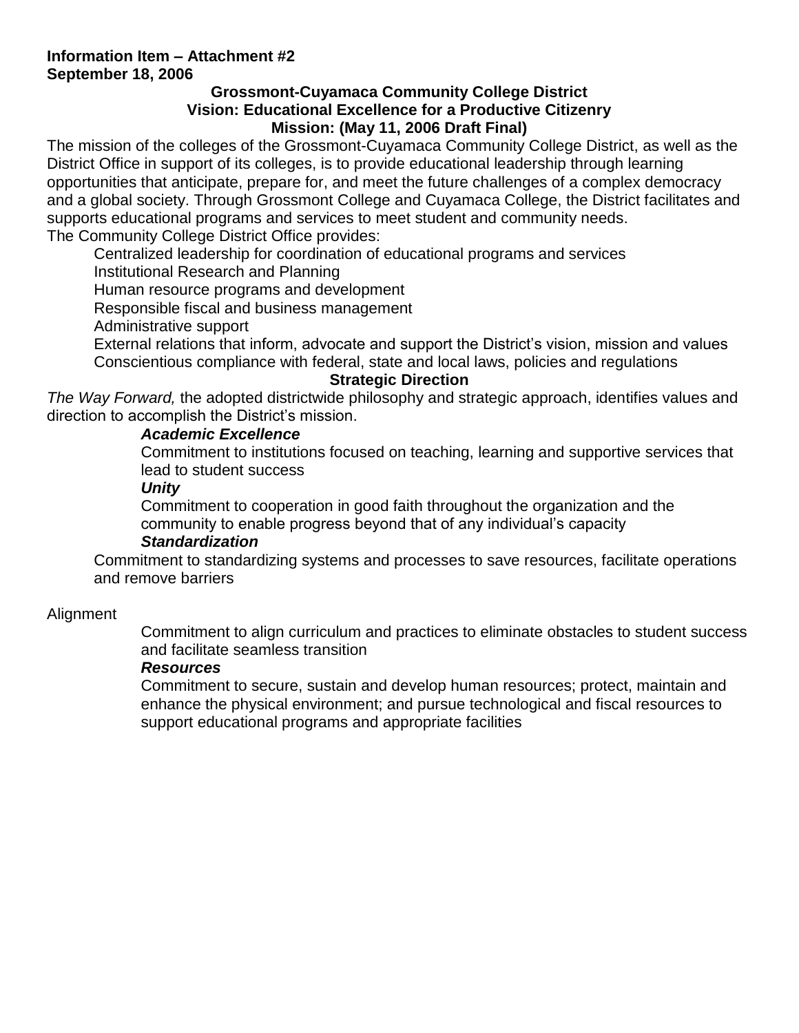**Information Item – Attachment #2**
**September 18, 2006**

**Grossmont-Cuyamaca Community College District**
**Vision: Educational Excellence for a Productive Citizenry**
**Mission: (May 11, 2006 Draft Final)**

The mission of the colleges of the Grossmont-Cuyamaca Community College District, as well as the District Office in support of its colleges, is to provide educational leadership through learning opportunities that anticipate, prepare for, and meet the future challenges of a complex democracy and a global society. Through Grossmont College and Cuyamaca College, the District facilitates and supports educational programs and services to meet student and community needs.

The Community College District Office provides:

- Centralized leadership for coordination of educational programs and services
- Institutional Research and Planning
- Human resource programs and development
- Responsible fiscal and business management
- Administrative support
- External relations that inform, advocate and support the District's vision, mission and values
- Conscientious compliance with federal, state and local laws, policies and regulations

**Strategic Direction**

*The Way Forward,* the adopted districtwide philosophy and strategic approach, identifies values and direction to accomplish the District's mission.

***Academic Excellence***
Commitment to institutions focused on teaching, learning and supportive services that lead to student success

***Unity***
Commitment to cooperation in good faith throughout the organization and the community to enable progress beyond that of any individual's capacity

***Standardization***
Commitment to standardizing systems and processes to save resources, facilitate operations and remove barriers

Alignment
Commitment to align curriculum and practices to eliminate obstacles to student success and facilitate seamless transition

***Resources***
Commitment to secure, sustain and develop human resources; protect, maintain and enhance the physical environment; and pursue technological and fiscal resources to support educational programs and appropriate facilities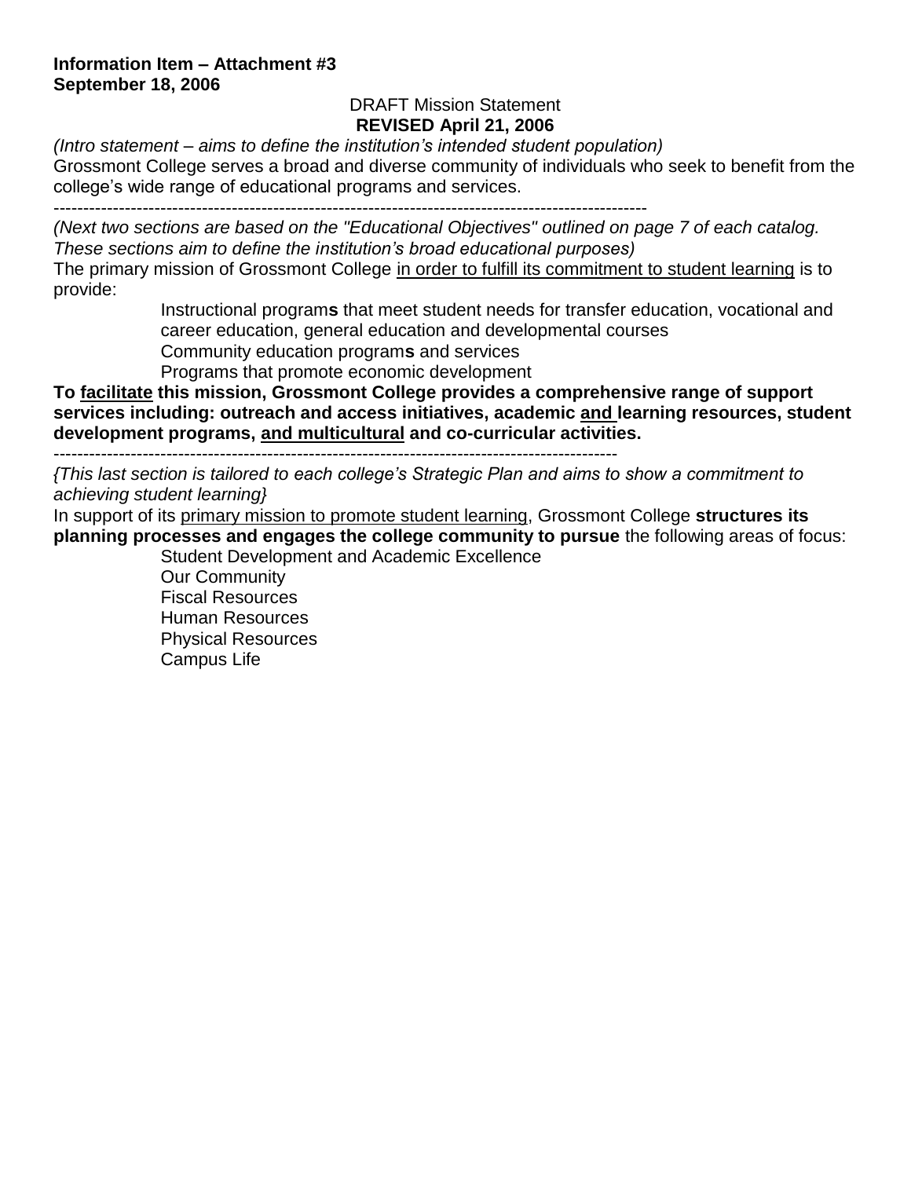**Information Item – Attachment #3**
**September 18, 2006**

DRAFT Mission Statement
**REVISED April 21, 2006**

*(Intro statement – aims to define the institution's intended student population)*
Grossmont College serves a broad and diverse community of individuals who seek to benefit from the college's wide range of educational programs and services.

---

*(Next two sections are based on the "Educational Objectives" outlined on page 7 of each catalog. These sections aim to define the institution's broad educational purposes)*
The primary mission of Grossmont College <u>in order to fulfill its commitment to student learning</u> is to provide:

- Instructional program**s** that meet student needs for transfer education, vocational and career education, general education and developmental courses
- Community education program**s** and services
- Programs that promote economic development

**To <u>facilitate</u> this mission, Grossmont College provides a comprehensive range of support services including: outreach and access initiatives, academic <u>and</u> learning resources, student development programs, <u>and multicultural</u> and co-curricular activities.**

---

*{This last section is tailored to each college's Strategic Plan and aims to show a commitment to achieving student learning}*
In support of its <u>primary mission to promote student learning</u>, Grossmont College **structures its planning processes and engages the college community to pursue** the following areas of focus:

- Student Development and Academic Excellence
- Our Community
- Fiscal Resources
- Human Resources
- Physical Resources
- Campus Life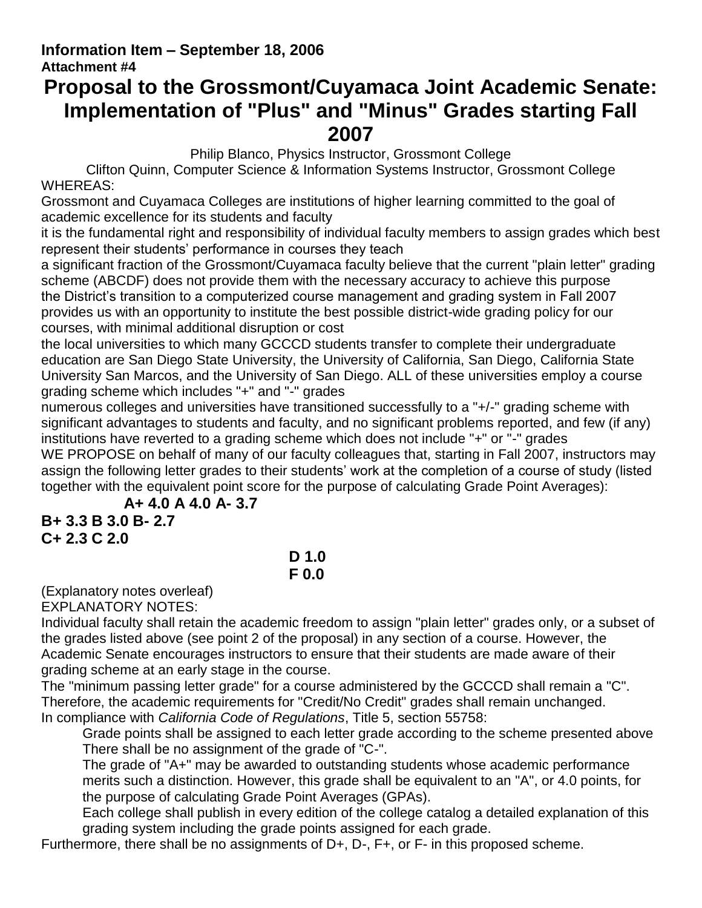**Information Item – September 18, 2006**
**Attachment #4**

# Proposal to the Grossmont/Cuyamaca Joint Academic Senate: Implementation of "Plus" and "Minus" Grades starting Fall 2007

Philip Blanco, Physics Instructor, Grossmont College

Clifton Quinn, Computer Science & Information Systems Instructor, Grossmont College

WHEREAS:

Grossmont and Cuyamaca Colleges are institutions of higher learning committed to the goal of academic excellence for its students and faculty

it is the fundamental right and responsibility of individual faculty members to assign grades which best represent their students' performance in courses they teach

a significant fraction of the Grossmont/Cuyamaca faculty believe that the current "plain letter" grading scheme (ABCDF) does not provide them with the necessary accuracy to achieve this purpose

the District's transition to a computerized course management and grading system in Fall 2007 provides us with an opportunity to institute the best possible district-wide grading policy for our courses, with minimal additional disruption or cost

the local universities to which many GCCCD students transfer to complete their undergraduate education are San Diego State University, the University of California, San Diego, California State University San Marcos, and the University of San Diego. ALL of these universities employ a course grading scheme which includes "+" and "-" grades

numerous colleges and universities have transitioned successfully to a "+/-" grading scheme with significant advantages to students and faculty, and no significant problems reported, and few (if any) institutions have reverted to a grading scheme which does not include "+" or "-" grades

WE PROPOSE on behalf of many of our faculty colleagues that, starting in Fall 2007, instructors may assign the following letter grades to their students' work at the completion of a course of study (listed together with the equivalent point score for the purpose of calculating Grade Point Averages):

**A+ 4.0 A 4.0 A- 3.7**
**B+ 3.3 B 3.0 B- 2.7**
**C+ 2.3 C 2.0**
**D 1.0**
**F 0.0**

(Explanatory notes overleaf)

EXPLANATORY NOTES:

Individual faculty shall retain the academic freedom to assign "plain letter" grades only, or a subset of the grades listed above (see point 2 of the proposal) in any section of a course. However, the Academic Senate encourages instructors to ensure that their students are made aware of their grading scheme at an early stage in the course.

The "minimum passing letter grade" for a course administered by the GCCCD shall remain a "C". Therefore, the academic requirements for "Credit/No Credit" grades shall remain unchanged.

In compliance with *California Code of Regulations*, Title 5, section 55758:

- Grade points shall be assigned to each letter grade according to the scheme presented above
- There shall be no assignment of the grade of "C-".
- The grade of "A+" may be awarded to outstanding students whose academic performance merits such a distinction. However, this grade shall be equivalent to an "A", or 4.0 points, for the purpose of calculating Grade Point Averages (GPAs).
- Each college shall publish in every edition of the college catalog a detailed explanation of this grading system including the grade points assigned for each grade.

Furthermore, there shall be no assignments of D+, D-, F+, or F- in this proposed scheme.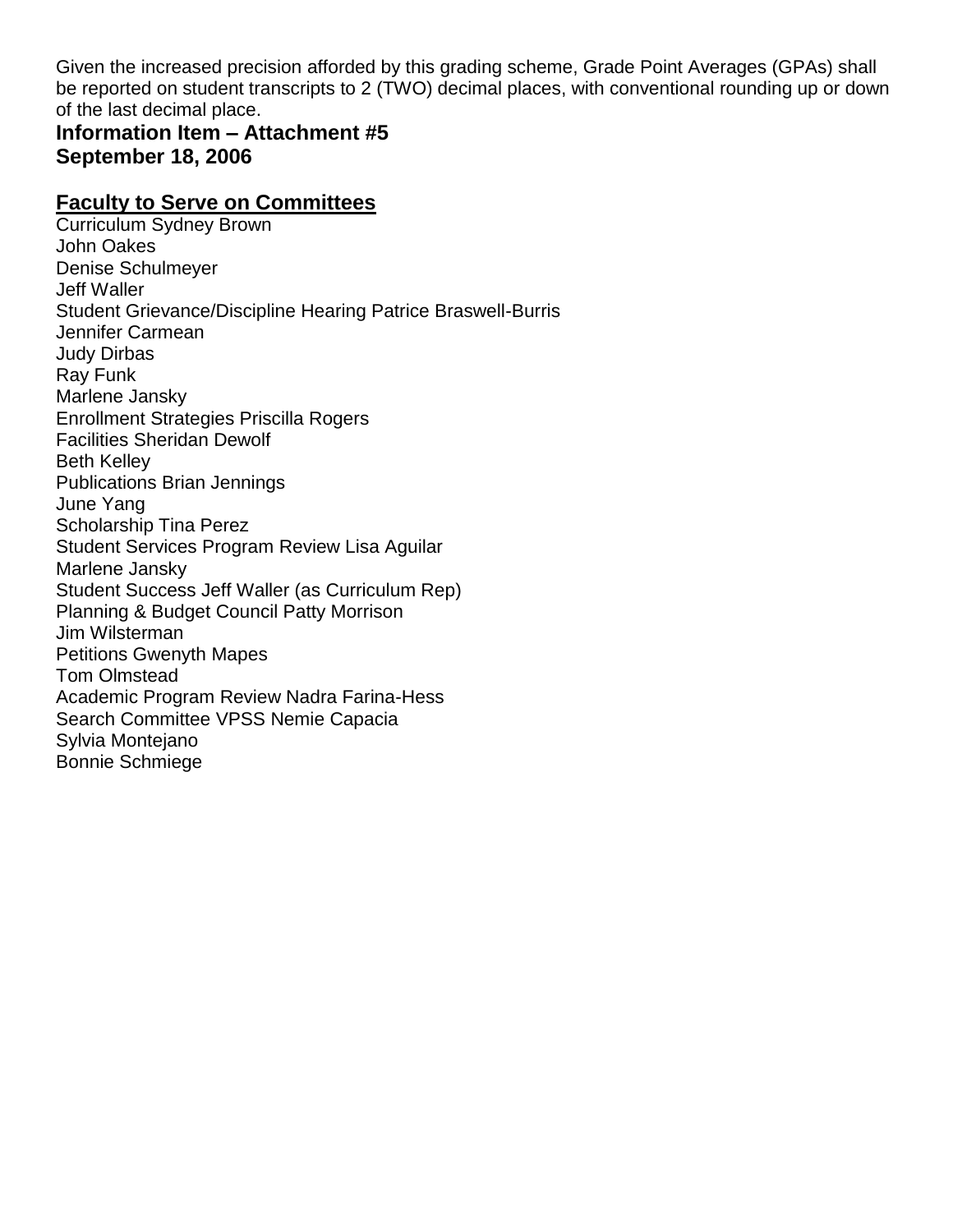Given the increased precision afforded by this grading scheme, Grade Point Averages (GPAs) shall be reported on student transcripts to 2 (TWO) decimal places, with conventional rounding up or down of the last decimal place.

**Information Item – Attachment #5**
**September 18, 2006**

## Faculty to Serve on Committees

Curriculum Sydney Brown
John Oakes
Denise Schulmeyer
Jeff Waller
Student Grievance/Discipline Hearing Patrice Braswell-Burris
Jennifer Carmean
Judy Dirbas
Ray Funk
Marlene Jansky
Enrollment Strategies Priscilla Rogers
Facilities Sheridan Dewolf
Beth Kelley
Publications Brian Jennings
June Yang
Scholarship Tina Perez
Student Services Program Review Lisa Aguilar
Marlene Jansky
Student Success Jeff Waller (as Curriculum Rep)
Planning & Budget Council Patty Morrison
Jim Wilsterman
Petitions Gwenyth Mapes
Tom Olmstead
Academic Program Review Nadra Farina-Hess
Search Committee VPSS Nemie Capacia
Sylvia Montejano
Bonnie Schmiege